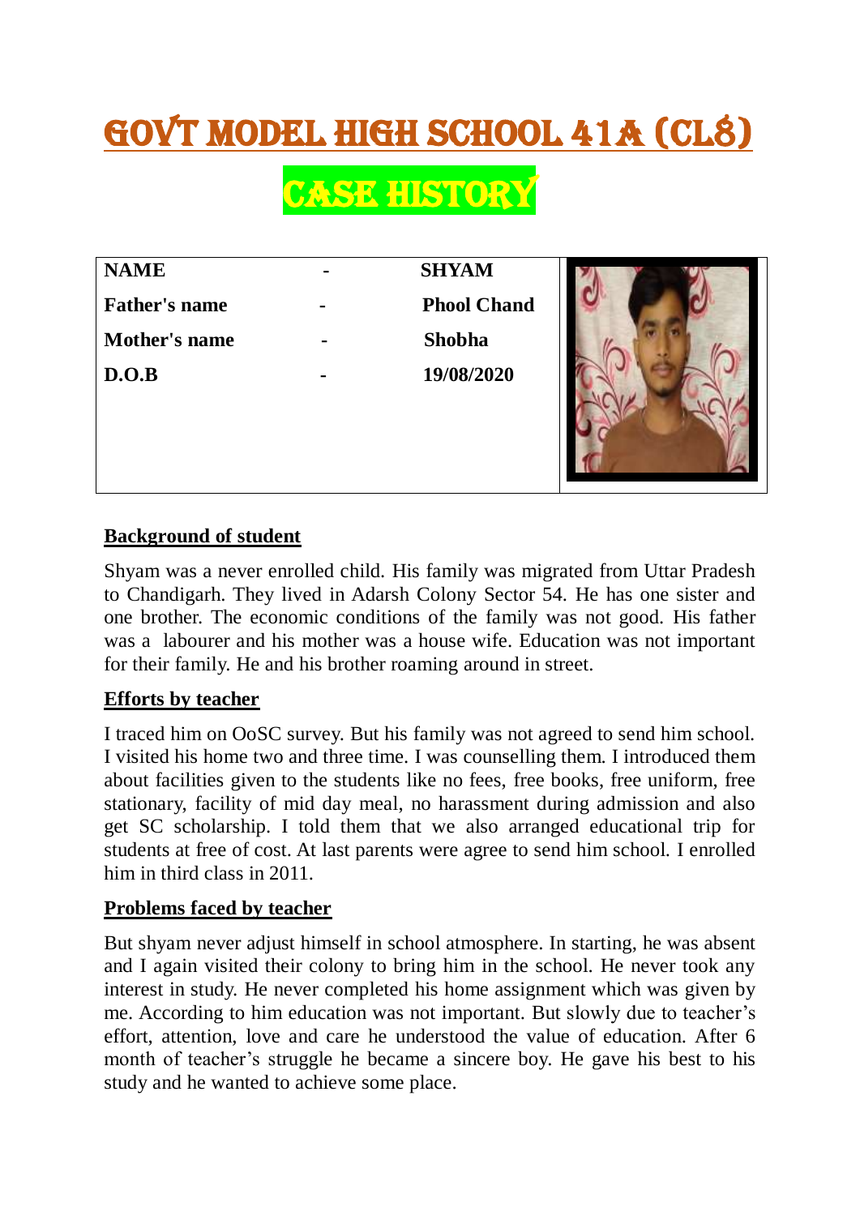# GOVT MODEL HIGH SCHOOL 41A (CL8)

## CASE HISTORY

| NAME | - | SHYAM |
|---|---|---|
| Father's name | - | Phool Chand |
| Mother's name | - | Shobha |
| D.O.B | - | 19/08/2020 |

**Background of student**

Shyam was a never enrolled child. His family was migrated from Uttar Pradesh to Chandigarh. They lived in Adarsh Colony Sector 54. He has one sister and one brother. The economic conditions of the family was not good. His father was a labourer and his mother was a house wife. Education was not important for their family. He and his brother roaming around in street.

**Efforts by teacher**

I traced him on OoSC survey. But his family was not agreed to send him school. I visited his home two and three time. I was counselling them. I introduced them about facilities given to the students like no fees, free books, free uniform, free stationary, facility of mid day meal, no harassment during admission and also get SC scholarship. I told them that we also arranged educational trip for students at free of cost. At last parents were agree to send him school. I enrolled him in third class in 2011.

**Problems faced by teacher**

But shyam never adjust himself in school atmosphere. In starting, he was absent and I again visited their colony to bring him in the school. He never took any interest in study. He never completed his home assignment which was given by me. According to him education was not important. But slowly due to teacher's effort, attention, love and care he understood the value of education. After 6 month of teacher's struggle he became a sincere boy. He gave his best to his study and he wanted to achieve some place.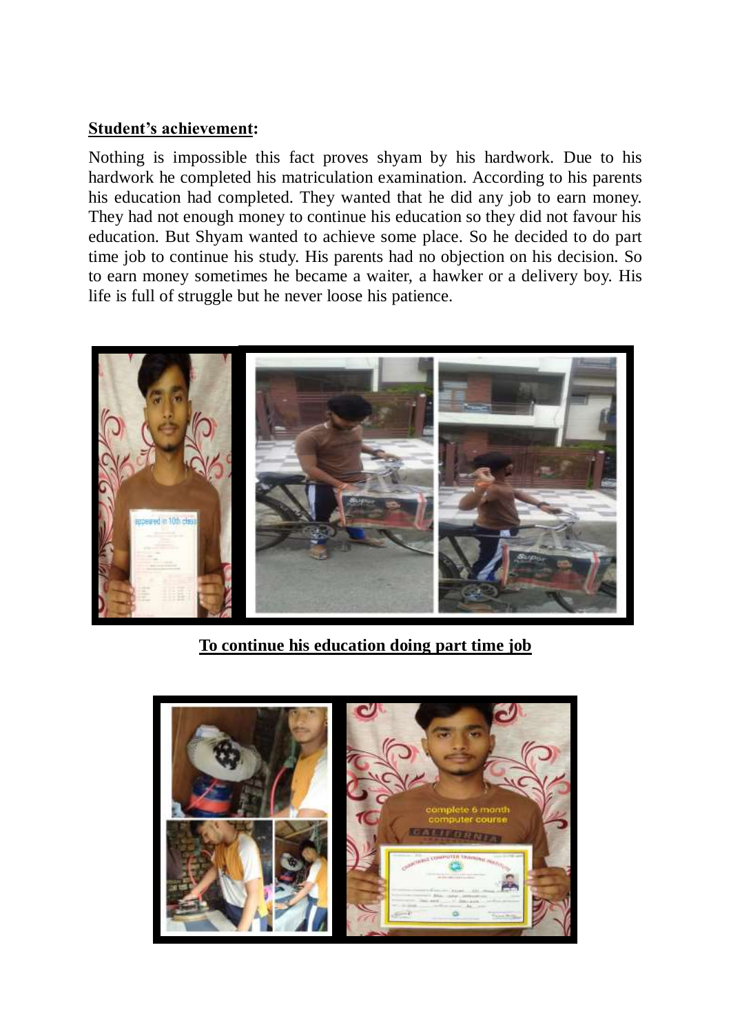**Student's achievement:**

Nothing is impossible this fact proves shyam by his hardwork. Due to his hardwork he completed his matriculation examination. According to his parents his education had completed. They wanted that he did any job to earn money. They had not enough money to continue his education so they did not favour his education. But Shyam wanted to achieve some place. So he decided to do part time job to continue his study. His parents had no objection on his decision. So to earn money sometimes he became a waiter, a hawker or a delivery boy. His life is full of struggle but he never loose his patience.

**To continue his education doing part time job**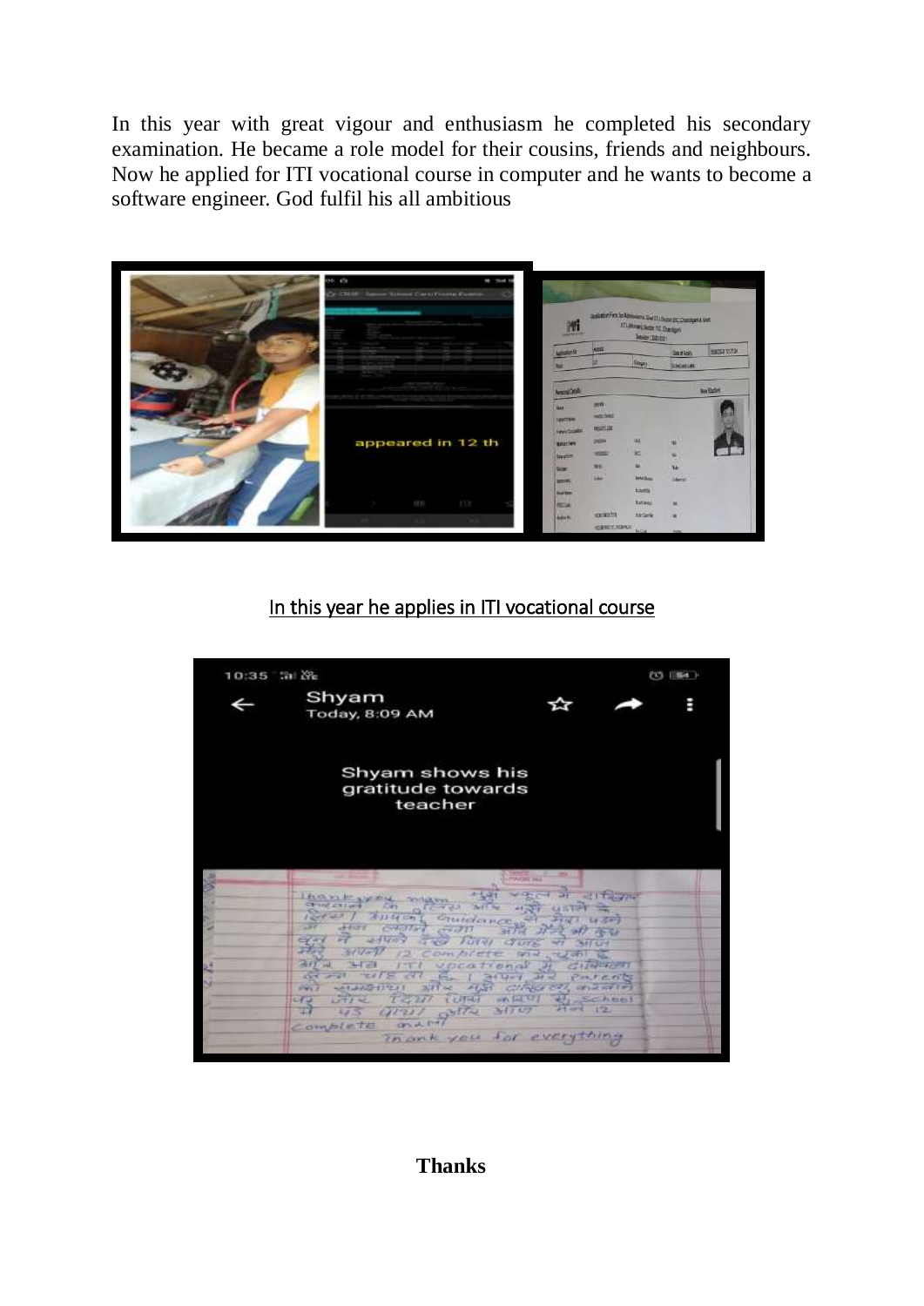In this year with great vigour and enthusiasm he completed his secondary examination. He became a role model for their cousins, friends and neighbours. Now he applied for ITI vocational course in computer and he wants to become a software engineer. God fulfil his all ambitious

In this year he applies in ITI vocational course

**Thanks**